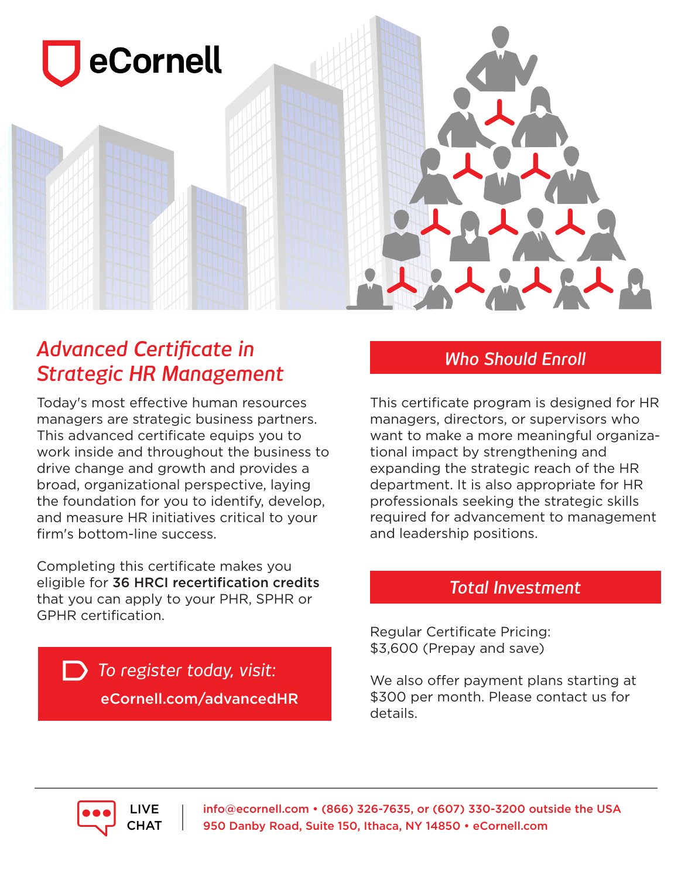eCornell

## Advanced Certificate in Strategic HR Management

Today's most effective human resources managers are strategic business partners. This advanced certificate equips you to work inside and throughout the business to drive change and growth and provides a broad, organizational perspective, laying the foundation for you to identify, develop, and measure HR initiatives critical to your firm's bottom-line success.

Completing this certificate makes you eligible for **36 HRCI recertification credits** that you can apply to your PHR, SPHR or GPHR certification.

*To register today, visit:*
**eCornell.com/advancedHR**

## Who Should Enroll

This certificate program is designed for HR managers, directors, or supervisors who want to make a more meaningful organizational impact by strengthening and expanding the strategic reach of the HR department. It is also appropriate for HR professionals seeking the strategic skills required for advancement to management and leadership positions.

## Total Investment

Regular Certificate Pricing:
$3,600 (Prepay and save)

We also offer payment plans starting at $300 per month. Please contact us for details.

LIVE CHAT

info@ecornell.com • (866) 326-7635, or (607) 330-3200 outside the USA
950 Danby Road, Suite 150, Ithaca, NY 14850 • eCornell.com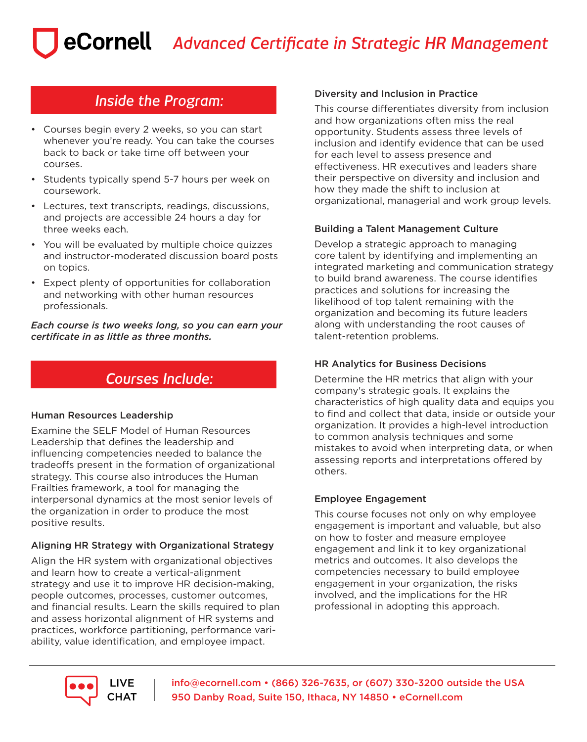# eCornell Advanced Certificate in Strategic HR Management

## Inside the Program:

- Courses begin every 2 weeks, so you can start whenever you're ready. You can take the courses back to back or take time off between your courses.
- Students typically spend 5-7 hours per week on coursework.
- Lectures, text transcripts, readings, discussions, and projects are accessible 24 hours a day for three weeks each.
- You will be evaluated by multiple choice quizzes and instructor-moderated discussion board posts on topics.
- Expect plenty of opportunities for collaboration and networking with other human resources professionals.

***Each course is two weeks long, so you can earn your certificate in as little as three months.***

## Courses Include:

### Human Resources Leadership

Examine the SELF Model of Human Resources Leadership that defines the leadership and influencing competencies needed to balance the tradeoffs present in the formation of organizational strategy. This course also introduces the Human Frailties framework, a tool for managing the interpersonal dynamics at the most senior levels of the organization in order to produce the most positive results.

### Aligning HR Strategy with Organizational Strategy

Align the HR system with organizational objectives and learn how to create a vertical-alignment strategy and use it to improve HR decision-making, people outcomes, processes, customer outcomes, and financial results. Learn the skills required to plan and assess horizontal alignment of HR systems and practices, workforce partitioning, performance variability, value identification, and employee impact.

### Diversity and Inclusion in Practice

This course differentiates diversity from inclusion and how organizations often miss the real opportunity. Students assess three levels of inclusion and identify evidence that can be used for each level to assess presence and effectiveness. HR executives and leaders share their perspective on diversity and inclusion and how they made the shift to inclusion at organizational, managerial and work group levels.

### Building a Talent Management Culture

Develop a strategic approach to managing core talent by identifying and implementing an integrated marketing and communication strategy to build brand awareness. The course identifies practices and solutions for increasing the likelihood of top talent remaining with the organization and becoming its future leaders along with understanding the root causes of talent-retention problems.

### HR Analytics for Business Decisions

Determine the HR metrics that align with your company's strategic goals. It explains the characteristics of high quality data and equips you to find and collect that data, inside or outside your organization. It provides a high-level introduction to common analysis techniques and some mistakes to avoid when interpreting data, or when assessing reports and interpretations offered by others.

### Employee Engagement

This course focuses not only on why employee engagement is important and valuable, but also on how to foster and measure employee engagement and link it to key organizational metrics and outcomes. It also develops the competencies necessary to build employee engagement in your organization, the risks involved, and the implications for the HR professional in adopting this approach.

LIVE CHAT

info@ecornell.com • (866) 326-7635, or (607) 330-3200 outside the USA
950 Danby Road, Suite 150, Ithaca, NY 14850 • eCornell.com